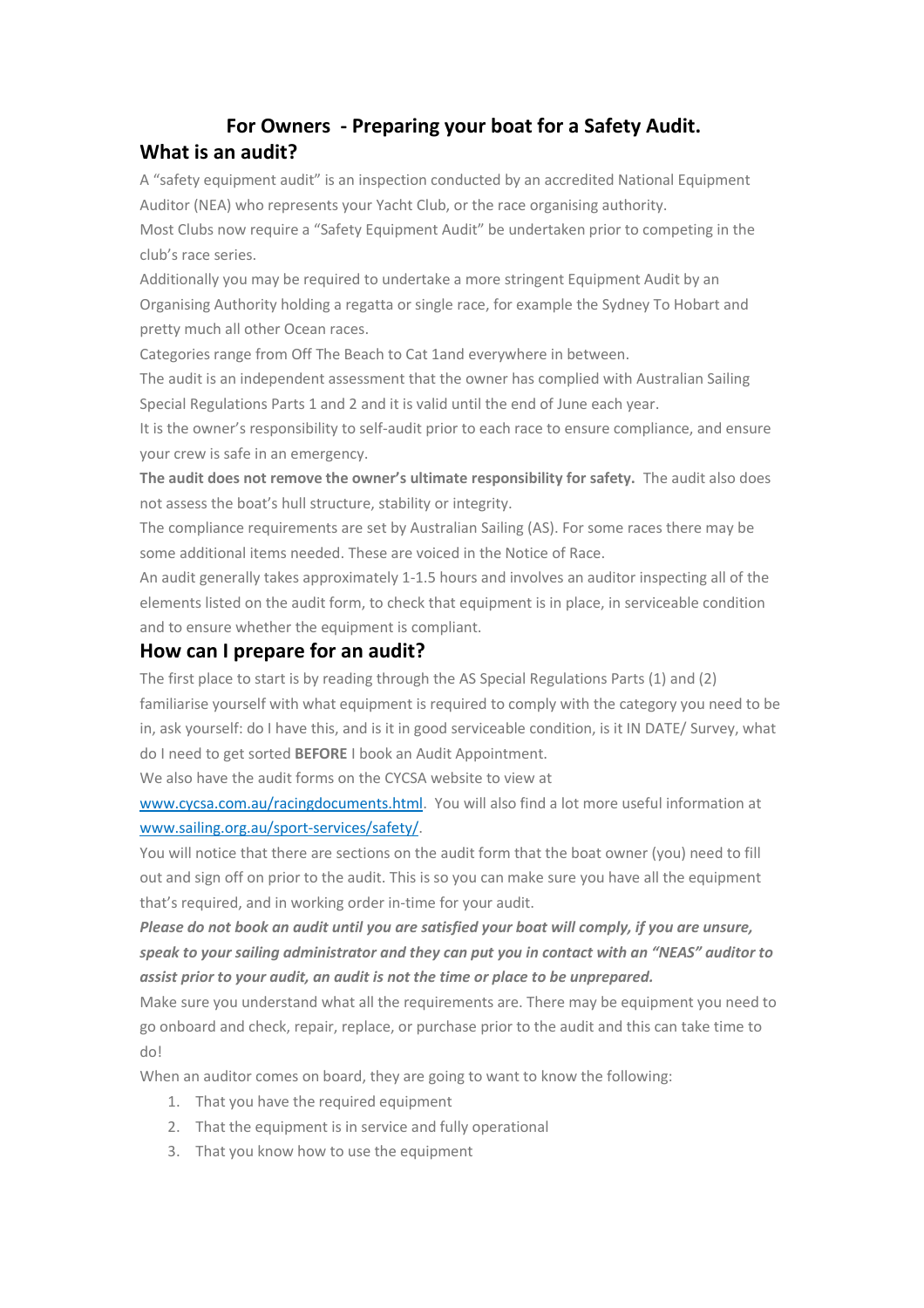# For Owners - Preparing your boat for a Safety Audit.

## What is an audit?

A "safety equipment audit" is an inspection conducted by an accredited National Equipment Auditor (NEA) who represents your Yacht Club, or the race organising authority.

Most Clubs now require a "Safety Equipment Audit" be undertaken prior to competing in the club's race series.

Additionally you may be required to undertake a more stringent Equipment Audit by an Organising Authority holding a regatta or single race, for example the Sydney To Hobart and pretty much all other Ocean races.

Categories range from Off The Beach to Cat 1and everywhere in between.

The audit is an independent assessment that the owner has complied with Australian Sailing Special Regulations Parts 1 and 2 and it is valid until the end of June each year.

It is the owner's responsibility to self-audit prior to each race to ensure compliance, and ensure your crew is safe in an emergency.

**The audit does not remove the owner's ultimate responsibility for safety.** The audit also does not assess the boat's hull structure, stability or integrity.

The compliance requirements are set by Australian Sailing (AS). For some races there may be some additional items needed. These are voiced in the Notice of Race.

An audit generally takes approximately 1-1.5 hours and involves an auditor inspecting all of the elements listed on the audit form, to check that equipment is in place, in serviceable condition and to ensure whether the equipment is compliant.

## How can I prepare for an audit?

The first place to start is by reading through the AS Special Regulations Parts (1) and (2) familiarise yourself with what equipment is required to comply with the category you need to be in, ask yourself: do I have this, and is it in good serviceable condition, is it IN DATE/ Survey, what do I need to get sorted **BEFORE** I book an Audit Appointment.

We also have the audit forms on the CYCSA website to view at [www.cycsa.com.au/racingdocuments.html](www.cycsa.com.au/racingdocuments.html). You will also find a lot more useful information at [www.sailing.org.au/sport-services/safety/](www.sailing.org.au/sport-services/safety/).

You will notice that there are sections on the audit form that the boat owner (you) need to fill out and sign off on prior to the audit. This is so you can make sure you have all the equipment that's required, and in working order in-time for your audit.

***Please do not book an audit until you are satisfied your boat will comply, if you are unsure, speak to your sailing administrator and they can put you in contact with an "NEAS" auditor to assist prior to your audit, an audit is not the time or place to be unprepared.***

Make sure you understand what all the requirements are. There may be equipment you need to go onboard and check, repair, replace, or purchase prior to the audit and this can take time to do!

When an auditor comes on board, they are going to want to know the following:

1. That you have the required equipment
2. That the equipment is in service and fully operational
3. That you know how to use the equipment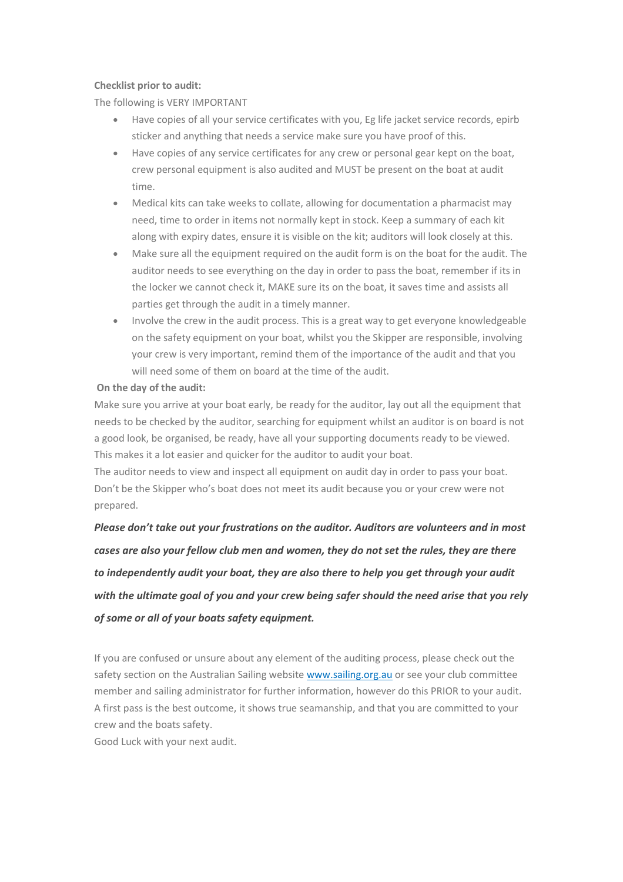**Checklist prior to audit:**

The following is VERY IMPORTANT

- Have copies of all your service certificates with you, Eg life jacket service records, epirb sticker and anything that needs a service make sure you have proof of this.
- Have copies of any service certificates for any crew or personal gear kept on the boat, crew personal equipment is also audited and MUST be present on the boat at audit time.
- Medical kits can take weeks to collate, allowing for documentation a pharmacist may need, time to order in items not normally kept in stock. Keep a summary of each kit along with expiry dates, ensure it is visible on the kit; auditors will look closely at this.
- Make sure all the equipment required on the audit form is on the boat for the audit. The auditor needs to see everything on the day in order to pass the boat, remember if its in the locker we cannot check it, MAKE sure its on the boat, it saves time and assists all parties get through the audit in a timely manner.
- Involve the crew in the audit process. This is a great way to get everyone knowledgeable on the safety equipment on your boat, whilst you the Skipper are responsible, involving your crew is very important, remind them of the importance of the audit and that you will need some of them on board at the time of the audit.

**On the day of the audit:**

Make sure you arrive at your boat early, be ready for the auditor, lay out all the equipment that needs to be checked by the auditor, searching for equipment whilst an auditor is on board is not a good look, be organised, be ready, have all your supporting documents ready to be viewed. This makes it a lot easier and quicker for the auditor to audit your boat.

The auditor needs to view and inspect all equipment on audit day in order to pass your boat. Don't be the Skipper who's boat does not meet its audit because you or your crew were not prepared.

***Please don't take out your frustrations on the auditor. Auditors are volunteers and in most cases are also your fellow club men and women, they do not set the rules, they are there to independently audit your boat, they are also there to help you get through your audit with the ultimate goal of you and your crew being safer should the need arise that you rely of some or all of your boats safety equipment.***

If you are confused or unsure about any element of the auditing process, please check out the safety section on the Australian Sailing website [www.sailing.org.au](http://www.sailing.org.au) or see your club committee member and sailing administrator for further information, however do this PRIOR to your audit. A first pass is the best outcome, it shows true seamanship, and that you are committed to your crew and the boats safety.

Good Luck with your next audit.